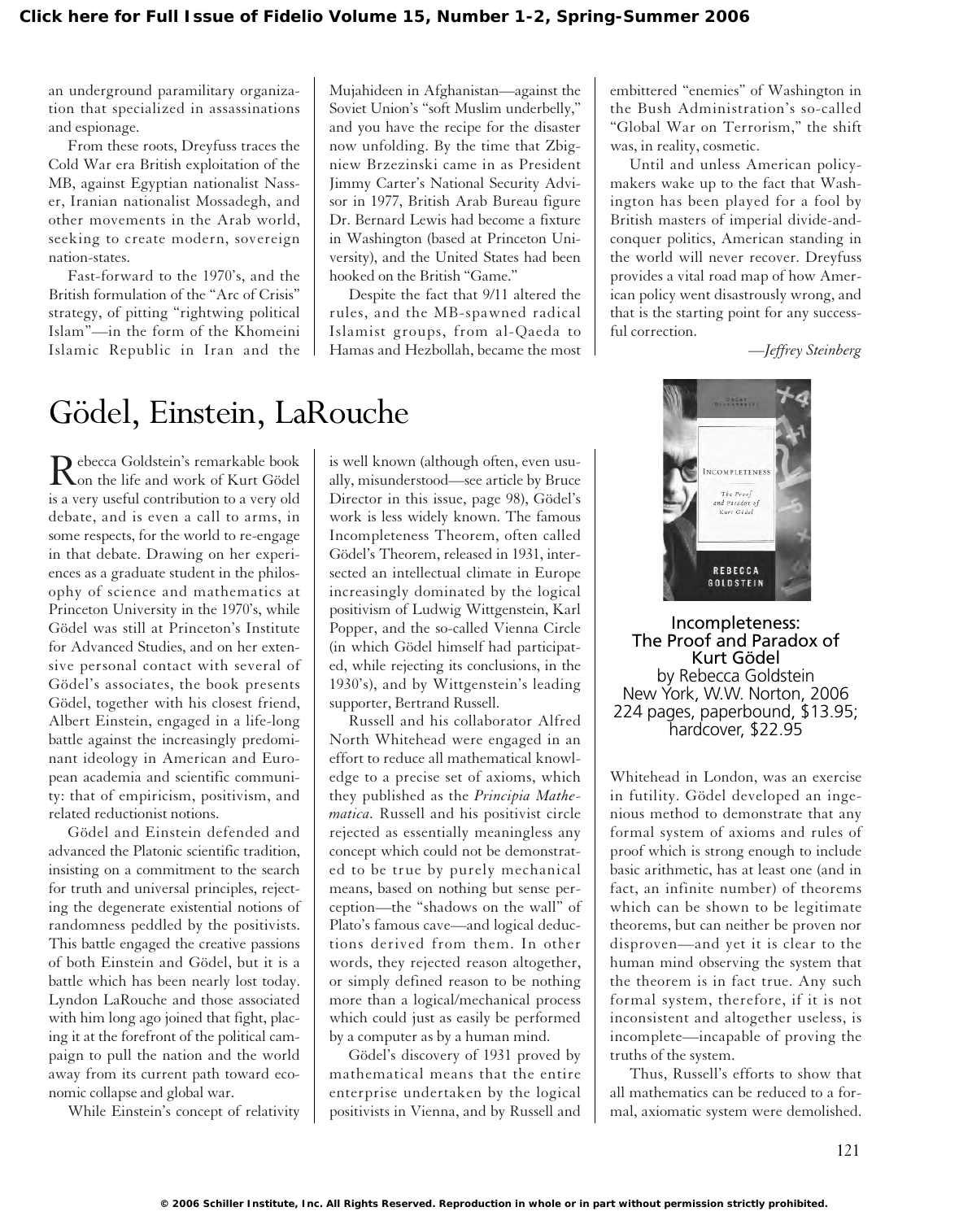an underground paramilitary organization that specialized in assassinations and espionage.

From these roots, Dreyfuss traces the Cold War era British exploitation of the MB, against Egyptian nationalist Nasser, Iranian nationalist Mossadegh, and other movements in the Arab world, seeking to create modern, sovereign nation-states.

Fast-forward to the 1970's, and the British formulation of the "Arc of Crisis" strategy, of pitting "rightwing political Islam"—in the form of the Khomeini Islamic Republic in Iran and the Mujahideen in Afghanistan—against the Soviet Union's "soft Muslim underbelly," and you have the recipe for the disaster now unfolding. By the time that Zbigniew Brzezinski came in as President Jimmy Carter's National Security Advisor in 1977, British Arab Bureau figure Dr. Bernard Lewis had become a fixture in Washington (based at Princeton University), and the United States had been hooked on the British "Game."

Despite the fact that 9/11 altered the rules, and the MB-spawned radical Islamist groups, from al-Qaeda to Hamas and Hezbollah, became the most embittered "enemies" of Washington in the Bush Administration's so-called "Global War on Terrorism," the shift was, in reality, cosmetic.

Until and unless American policymakers wake up to the fact that Washington has been played for a fool by British masters of imperial divide-and-conquer politics, American standing in the world will never recover. Dreyfuss provides a vital road map of how American policy went disastrously wrong, and that is the starting point for any successful correction.

*—Jeffrey Steinberg*

# Gödel, Einstein, LaRouche

**Incompleteness: The Proof and Paradox of Kurt Gödel**
by Rebecca Goldstein
New York, W.W. Norton, 2006
224 pages, paperbound, $13.95; hardcover, $22.95

Rebecca Goldstein's remarkable book on the life and work of Kurt Gödel is a very useful contribution to a very old debate, and is even a call to arms, in some respects, for the world to re-engage in that debate. Drawing on her experiences as a graduate student in the philosophy of science and mathematics at Princeton University in the 1970's, while Gödel was still at Princeton's Institute for Advanced Studies, and on her extensive personal contact with several of Gödel's associates, the book presents Gödel, together with his closest friend, Albert Einstein, engaged in a life-long battle against the increasingly predominant ideology in American and European academia and scientific community: that of empiricism, positivism, and related reductionist notions.

Gödel and Einstein defended and advanced the Platonic scientific tradition, insisting on a commitment to the search for truth and universal principles, rejecting the degenerate existential notions of randomness peddled by the positivists. This battle engaged the creative passions of both Einstein and Gödel, but it is a battle which has been nearly lost today. Lyndon LaRouche and those associated with him long ago joined that fight, placing it at the forefront of the political campaign to pull the nation and the world away from its current path toward economic collapse and global war.

While Einstein's concept of relativity is well known (although often, even usually, misunderstood—see article by Bruce Director in this issue, page 98), Gödel's work is less widely known. The famous Incompleteness Theorem, often called Gödel's Theorem, released in 1931, intersected an intellectual climate in Europe increasingly dominated by the logical positivism of Ludwig Wittgenstein, Karl Popper, and the so-called Vienna Circle (in which Gödel himself had participated, while rejecting its conclusions, in the 1930's), and by Wittgenstein's leading supporter, Bertrand Russell.

Russell and his collaborator Alfred North Whitehead were engaged in an effort to reduce all mathematical knowledge to a precise set of axioms, which they published as the *Principia Mathematica*. Russell and his positivist circle rejected as essentially meaningless any concept which could not be demonstrated to be true by purely mechanical means, based on nothing but sense perception—the "shadows on the wall" of Plato's famous cave—and logical deductions derived from them. In other words, they rejected reason altogether, or simply defined reason to be nothing more than a logical/mechanical process which could just as easily be performed by a computer as by a human mind.

Gödel's discovery of 1931 proved by mathematical means that the entire enterprise undertaken by the logical positivists in Vienna, and by Russell and Whitehead in London, was an exercise in futility. Gödel developed an ingenious method to demonstrate that any formal system of axioms and rules of proof which is strong enough to include basic arithmetic, has at least one (and in fact, an infinite number) of theorems which can be shown to be legitimate theorems, but can neither be proven nor disproven—and yet it is clear to the human mind observing the system that the theorem is in fact true. Any such formal system, therefore, if it is not inconsistent and altogether useless, is incomplete—incapable of proving the truths of the system.

Thus, Russell's efforts to show that all mathematics can be reduced to a formal, axiomatic system were demolished.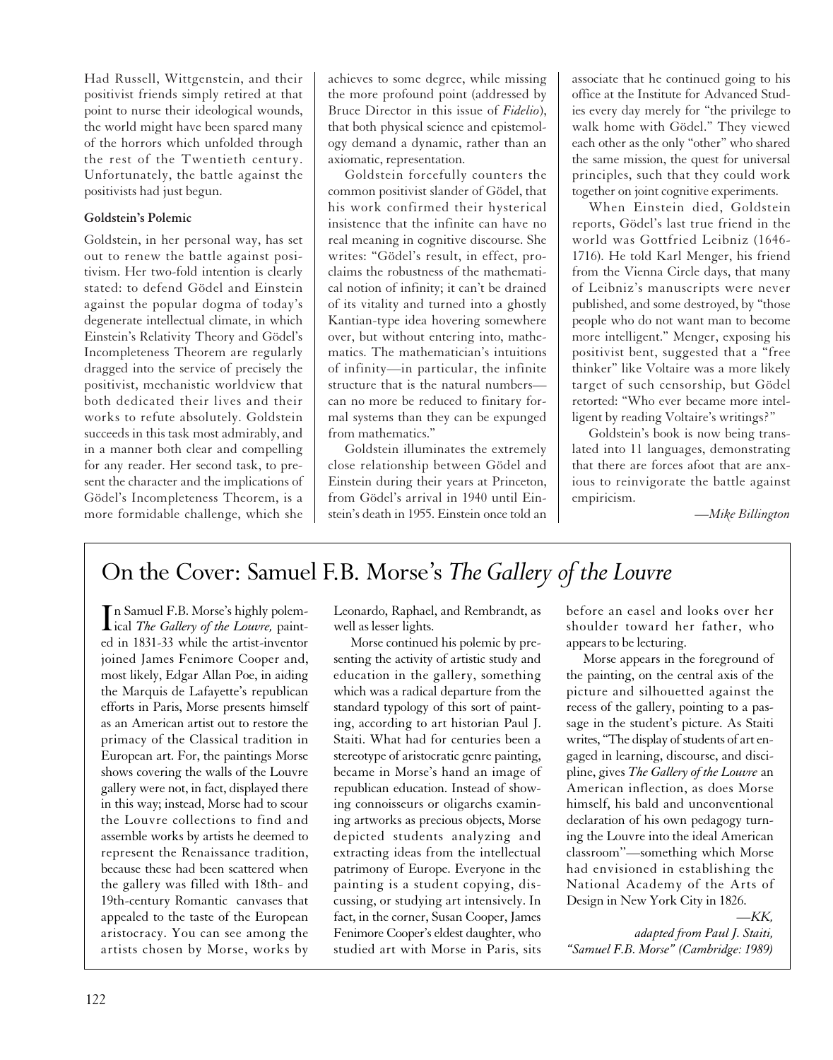Had Russell, Wittgenstein, and their positivist friends simply retired at that point to nurse their ideological wounds, the world might have been spared many of the horrors which unfolded through the rest of the Twentieth century. Unfortunately, the battle against the positivists had just begun.

**Goldstein's Polemic**

Goldstein, in her personal way, has set out to renew the battle against positivism. Her two-fold intention is clearly stated: to defend Gödel and Einstein against the popular dogma of today's degenerate intellectual climate, in which Einstein's Relativity Theory and Gödel's Incompleteness Theorem are regularly dragged into the service of precisely the positivist, mechanistic worldview that both dedicated their lives and their works to refute absolutely. Goldstein succeeds in this task most admirably, and in a manner both clear and compelling for any reader. Her second task, to present the character and the implications of Gödel's Incompleteness Theorem, is a more formidable challenge, which she achieves to some degree, while missing the more profound point (addressed by Bruce Director in this issue of *Fidelio*), that both physical science and epistemology demand a dynamic, rather than an axiomatic, representation.

Goldstein forcefully counters the common positivist slander of Gödel, that his work confirmed their hysterical insistence that the infinite can have no real meaning in cognitive discourse. She writes: "Gödel's result, in effect, proclaims the robustness of the mathematical notion of infinity; it can't be drained of its vitality and turned into a ghostly Kantian-type idea hovering somewhere over, but without entering into, mathematics. The mathematician's intuitions of infinity—in particular, the infinite structure that is the natural numbers—can no more be reduced to finitary formal systems than they can be expunged from mathematics."

Goldstein illuminates the extremely close relationship between Gödel and Einstein during their years at Princeton, from Gödel's arrival in 1940 until Einstein's death in 1955. Einstein once told an associate that he continued going to his office at the Institute for Advanced Studies every day merely for "the privilege to walk home with Gödel." They viewed each other as the only "other" who shared the same mission, the quest for universal principles, such that they could work together on joint cognitive experiments.

When Einstein died, Goldstein reports, Gödel's last true friend in the world was Gottfried Leibniz (1646-1716). He told Karl Menger, his friend from the Vienna Circle days, that many of Leibniz's manuscripts were never published, and some destroyed, by "those people who do not want man to become more intelligent." Menger, exposing his positivist bent, suggested that a "free thinker" like Voltaire was a more likely target of such censorship, but Gödel retorted: "Who ever became more intelligent by reading Voltaire's writings?"

Goldstein's book is now being translated into 11 languages, demonstrating that there are forces afoot that are anxious to reinvigorate the battle against empiricism.

—*Mike Billington*

## On the Cover: Samuel F.B. Morse's *The Gallery of the Louvre*

In Samuel F.B. Morse's highly polemical *The Gallery of the Louvre,* painted in 1831-33 while the artist-inventor joined James Fenimore Cooper and, most likely, Edgar Allan Poe, in aiding the Marquis de Lafayette's republican efforts in Paris, Morse presents himself as an American artist out to restore the primacy of the Classical tradition in European art. For, the paintings Morse shows covering the walls of the Louvre gallery were not, in fact, displayed there in this way; instead, Morse had to scour the Louvre collections to find and assemble works by artists he deemed to represent the Renaissance tradition, because these had been scattered when the gallery was filled with 18th- and 19th-century Romantic canvases that appealed to the taste of the European aristocracy. You can see among the artists chosen by Morse, works by Leonardo, Raphael, and Rembrandt, as well as lesser lights.

Morse continued his polemic by presenting the activity of artistic study and education in the gallery, something which was a radical departure from the standard typology of this sort of painting, according to art historian Paul J. Staiti. What had for centuries been a stereotype of aristocratic genre painting, became in Morse's hand an image of republican education. Instead of showing connoisseurs or oligarchs examining artworks as precious objects, Morse depicted students analyzing and extracting ideas from the intellectual patrimony of Europe. Everyone in the painting is a student copying, discussing, or studying art intensively. In fact, in the corner, Susan Cooper, James Fenimore Cooper's eldest daughter, who studied art with Morse in Paris, sits before an easel and looks over her shoulder toward her father, who appears to be lecturing.

Morse appears in the foreground of the painting, on the central axis of the picture and silhouetted against the recess of the gallery, pointing to a passage in the student's picture. As Staiti writes, "The display of students of art engaged in learning, discourse, and discipline, gives *The Gallery of the Louvre* an American inflection, as does Morse himself, his bald and unconventional declaration of his own pedagogy turning the Louvre into the ideal American classroom"—something which Morse had envisioned in establishing the National Academy of the Arts of Design in New York City in 1826.

—*KK,*
*adapted from Paul J. Staiti, "Samuel F.B. Morse" (Cambridge: 1989)*